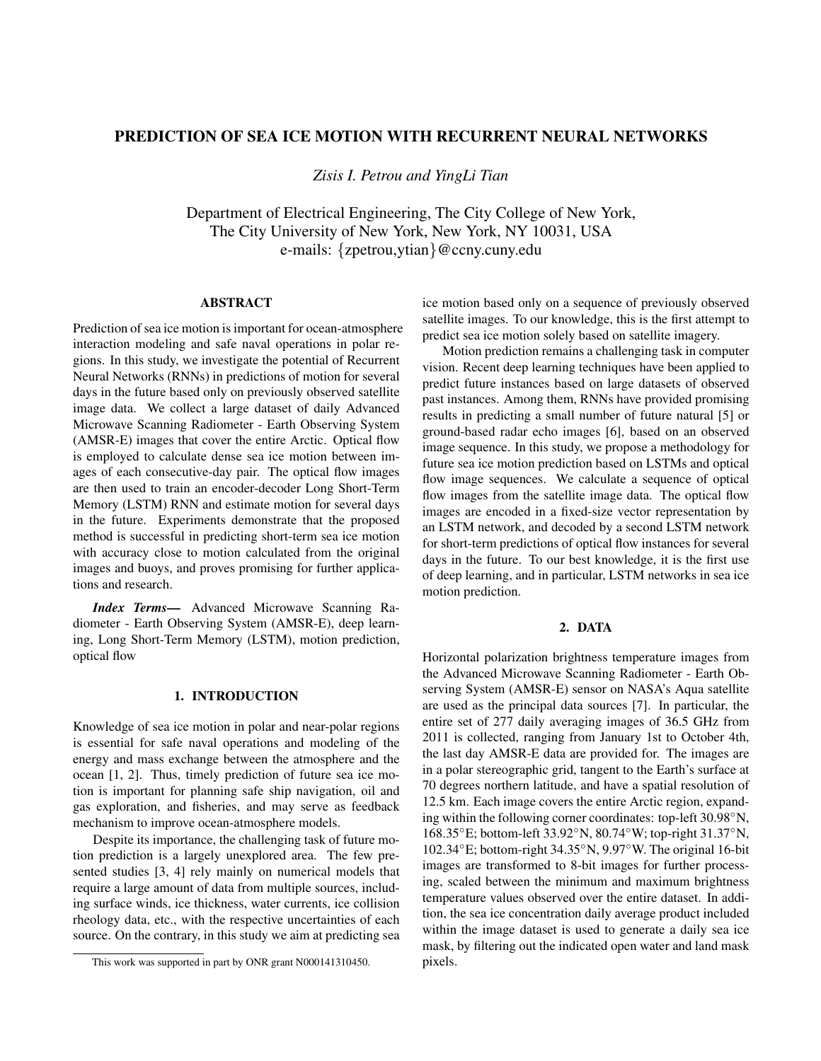# PREDICTION OF SEA ICE MOTION WITH RECURRENT NEURAL NETWORKS

*Zisis I. Petrou and YingLi Tian*

Department of Electrical Engineering, The City College of New York,
The City University of New York, New York, NY 10031, USA
e-mails: {zpetrou,ytian}@ccny.cuny.edu

## ABSTRACT

Prediction of sea ice motion is important for ocean-atmosphere interaction modeling and safe naval operations in polar regions. In this study, we investigate the potential of Recurrent Neural Networks (RNNs) in predictions of motion for several days in the future based only on previously observed satellite image data. We collect a large dataset of daily Advanced Microwave Scanning Radiometer - Earth Observing System (AMSR-E) images that cover the entire Arctic. Optical flow is employed to calculate dense sea ice motion between images of each consecutive-day pair. The optical flow images are then used to train an encoder-decoder Long Short-Term Memory (LSTM) RNN and estimate motion for several days in the future. Experiments demonstrate that the proposed method is successful in predicting short-term sea ice motion with accuracy close to motion calculated from the original images and buoys, and proves promising for further applications and research.

***Index Terms***— Advanced Microwave Scanning Radiometer - Earth Observing System (AMSR-E), deep learning, Long Short-Term Memory (LSTM), motion prediction, optical flow

## 1. INTRODUCTION

Knowledge of sea ice motion in polar and near-polar regions is essential for safe naval operations and modeling of the energy and mass exchange between the atmosphere and the ocean [1, 2]. Thus, timely prediction of future sea ice motion is important for planning safe ship navigation, oil and gas exploration, and fisheries, and may serve as feedback mechanism to improve ocean-atmosphere models.

Despite its importance, the challenging task of future motion prediction is a largely unexplored area. The few presented studies [3, 4] rely mainly on numerical models that require a large amount of data from multiple sources, including surface winds, ice thickness, water currents, ice collision rheology data, etc., with the respective uncertainties of each source. On the contrary, in this study we aim at predicting sea ice motion based only on a sequence of previously observed satellite images. To our knowledge, this is the first attempt to predict sea ice motion solely based on satellite imagery.

Motion prediction remains a challenging task in computer vision. Recent deep learning techniques have been applied to predict future instances based on large datasets of observed past instances. Among them, RNNs have provided promising results in predicting a small number of future natural [5] or ground-based radar echo images [6], based on an observed image sequence. In this study, we propose a methodology for future sea ice motion prediction based on LSTMs and optical flow image sequences. We calculate a sequence of optical flow images from the satellite image data. The optical flow images are encoded in a fixed-size vector representation by an LSTM network, and decoded by a second LSTM network for short-term predictions of optical flow instances for several days in the future. To our best knowledge, it is the first use of deep learning, and in particular, LSTM networks in sea ice motion prediction.

## 2. DATA

Horizontal polarization brightness temperature images from the Advanced Microwave Scanning Radiometer - Earth Observing System (AMSR-E) sensor on NASA's Aqua satellite are used as the principal data sources [7]. In particular, the entire set of 277 daily averaging images of 36.5 GHz from 2011 is collected, ranging from January 1st to October 4th, the last day AMSR-E data are provided for. The images are in a polar stereographic grid, tangent to the Earth's surface at 70 degrees northern latitude, and have a spatial resolution of 12.5 km. Each image covers the entire Arctic region, expanding within the following corner coordinates: top-left 30.98°N, 168.35°E; bottom-left 33.92°N, 80.74°W; top-right 31.37°N, 102.34°E; bottom-right 34.35°N, 9.97°W. The original 16-bit images are transformed to 8-bit images for further processing, scaled between the minimum and maximum brightness temperature values observed over the entire dataset. In addition, the sea ice concentration daily average product included within the image dataset is used to generate a daily sea ice mask, by filtering out the indicated open water and land mask pixels.

This work was supported in part by ONR grant N000141310450.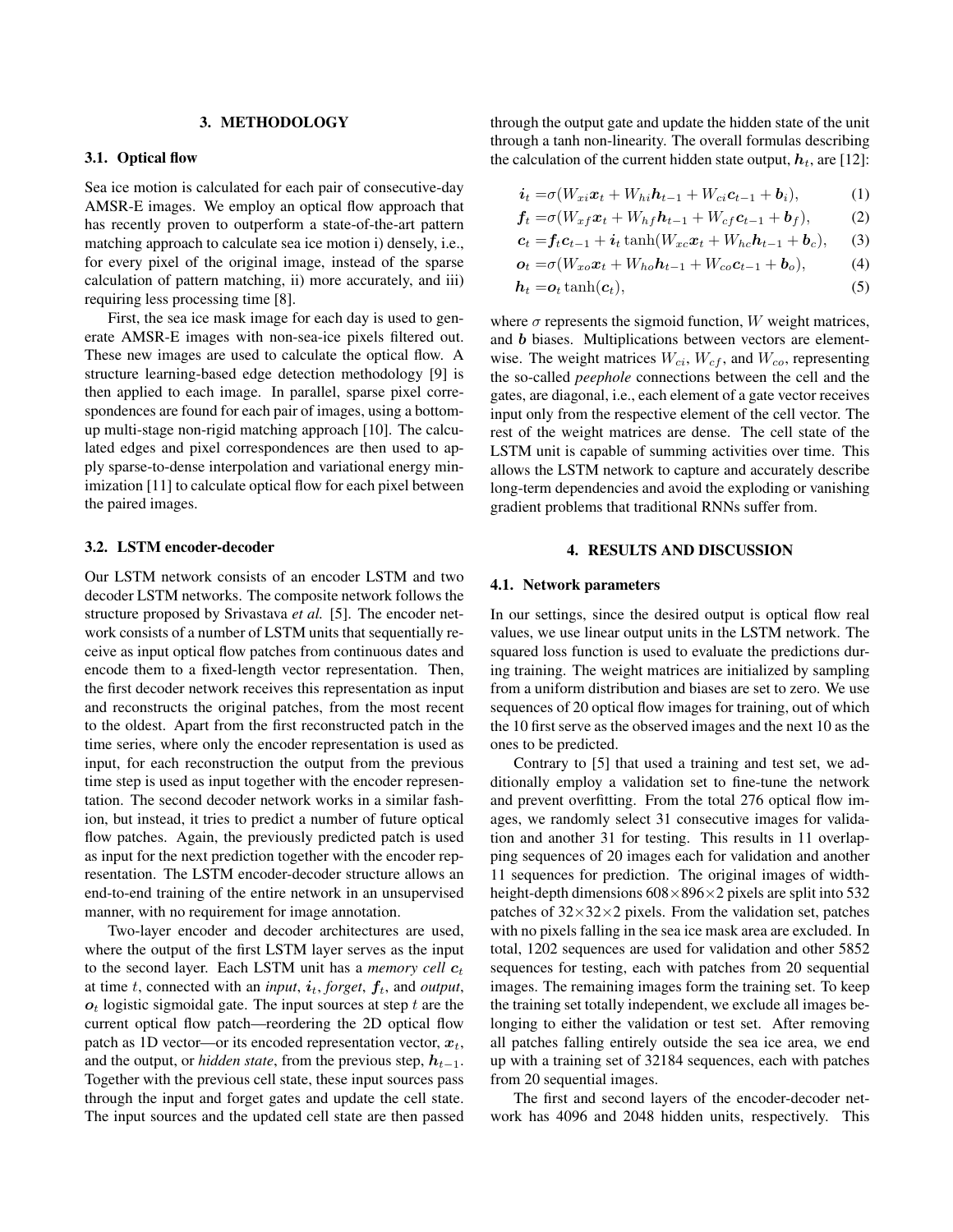## 3. METHODOLOGY

### 3.1. Optical flow

Sea ice motion is calculated for each pair of consecutive-day AMSR-E images. We employ an optical flow approach that has recently proven to outperform a state-of-the-art pattern matching approach to calculate sea ice motion i) densely, i.e., for every pixel of the original image, instead of the sparse calculation of pattern matching, ii) more accurately, and iii) requiring less processing time [8].

First, the sea ice mask image for each day is used to generate AMSR-E images with non-sea-ice pixels filtered out. These new images are used to calculate the optical flow. A structure learning-based edge detection methodology [9] is then applied to each image. In parallel, sparse pixel correspondences are found for each pair of images, using a bottom-up multi-stage non-rigid matching approach [10]. The calculated edges and pixel correspondences are then used to apply sparse-to-dense interpolation and variational energy minimization [11] to calculate optical flow for each pixel between the paired images.

### 3.2. LSTM encoder-decoder

Our LSTM network consists of an encoder LSTM and two decoder LSTM networks. The composite network follows the structure proposed by Srivastava *et al.* [5]. The encoder network consists of a number of LSTM units that sequentially receive as input optical flow patches from continuous dates and encode them to a fixed-length vector representation. Then, the first decoder network receives this representation as input and reconstructs the original patches, from the most recent to the oldest. Apart from the first reconstructed patch in the time series, where only the encoder representation is used as input, for each reconstruction the output from the previous time step is used as input together with the encoder representation. The second decoder network works in a similar fashion, but instead, it tries to predict a number of future optical flow patches. Again, the previously predicted patch is used as input for the next prediction together with the encoder representation. The LSTM encoder-decoder structure allows an end-to-end training of the entire network in an unsupervised manner, with no requirement for image annotation.

Two-layer encoder and decoder architectures are used, where the output of the first LSTM layer serves as the input to the second layer. Each LSTM unit has a *memory cell* $\boldsymbol{c}_t$ at time $t$, connected with an *input*, $\boldsymbol{i}_t$, *forget*, $\boldsymbol{f}_t$, and *output*, $\boldsymbol{o}_t$ logistic sigmoidal gate. The input sources at step $t$ are the current optical flow patch—reordering the 2D optical flow patch as 1D vector—or its encoded representation vector, $\boldsymbol{x}_t$, and the output, or *hidden state*, from the previous step, $\boldsymbol{h}_{t-1}$. Together with the previous cell state, these input sources pass through the input and forget gates and update the cell state. The input sources and the updated cell state are then passed through the output gate and update the hidden state of the unit through a tanh non-linearity. The overall formulas describing the calculation of the current hidden state output, $\boldsymbol{h}_t$, are [12]:

$$\boldsymbol{i}_t = \sigma(W_{xi}\boldsymbol{x}_t + W_{hi}\boldsymbol{h}_{t-1} + W_{ci}\boldsymbol{c}_{t-1} + \boldsymbol{b}_i), \tag{1}$$

$$\boldsymbol{f}_t = \sigma(W_{xf}\boldsymbol{x}_t + W_{hf}\boldsymbol{h}_{t-1} + W_{cf}\boldsymbol{c}_{t-1} + \boldsymbol{b}_f), \tag{2}$$

$$\boldsymbol{c}_t = \boldsymbol{f}_t\boldsymbol{c}_{t-1} + \boldsymbol{i}_t \tanh(W_{xc}\boldsymbol{x}_t + W_{hc}\boldsymbol{h}_{t-1} + \boldsymbol{b}_c), \tag{3}$$

$$\boldsymbol{o}_t = \sigma(W_{xo}\boldsymbol{x}_t + W_{ho}\boldsymbol{h}_{t-1} + W_{co}\boldsymbol{c}_{t} + \boldsymbol{b}_o), \tag{4}$$

$$\boldsymbol{h}_t = \boldsymbol{o}_t \tanh(\boldsymbol{c}_t), \tag{5}$$

where $\sigma$ represents the sigmoid function, $W$ weight matrices, and $\boldsymbol{b}$ biases. Multiplications between vectors are element-wise. The weight matrices $W_{ci}$, $W_{cf}$, and $W_{co}$, representing the so-called *peephole* connections between the cell and the gates, are diagonal, i.e., each element of a gate vector receives input only from the respective element of the cell vector. The rest of the weight matrices are dense. The cell state of the LSTM unit is capable of summing activities over time. This allows the LSTM network to capture and accurately describe long-term dependencies and avoid the exploding or vanishing gradient problems that traditional RNNs suffer from.

## 4. RESULTS AND DISCUSSION

### 4.1. Network parameters

In our settings, since the desired output is optical flow real values, we use linear output units in the LSTM network. The squared loss function is used to evaluate the predictions during training. The weight matrices are initialized by sampling from a uniform distribution and biases are set to zero. We use sequences of 20 optical flow images for training, out of which the 10 first serve as the observed images and the next 10 as the ones to be predicted.

Contrary to [5] that used a training and test set, we additionally employ a validation set to fine-tune the network and prevent overfitting. From the total 276 optical flow images, we randomly select 31 consecutive images for validation and another 31 for testing. This results in 11 overlapping sequences of 20 images each for validation and another 11 sequences for prediction. The original images of width-height-depth dimensions $608\times896\times2$ pixels are split into 532 patches of $32\times32\times2$ pixels. From the validation set, patches with no pixels falling in the sea ice mask area are excluded. In total, 1202 sequences are used for validation and other 5852 sequences for testing, each with patches from 20 sequential images. The remaining images form the training set. To keep the training set totally independent, we exclude all images belonging to either the validation or test set. After removing all patches falling entirely outside the sea ice area, we end up with a training set of 32184 sequences, each with patches from 20 sequential images.

The first and second layers of the encoder-decoder network has 4096 and 2048 hidden units, respectively. This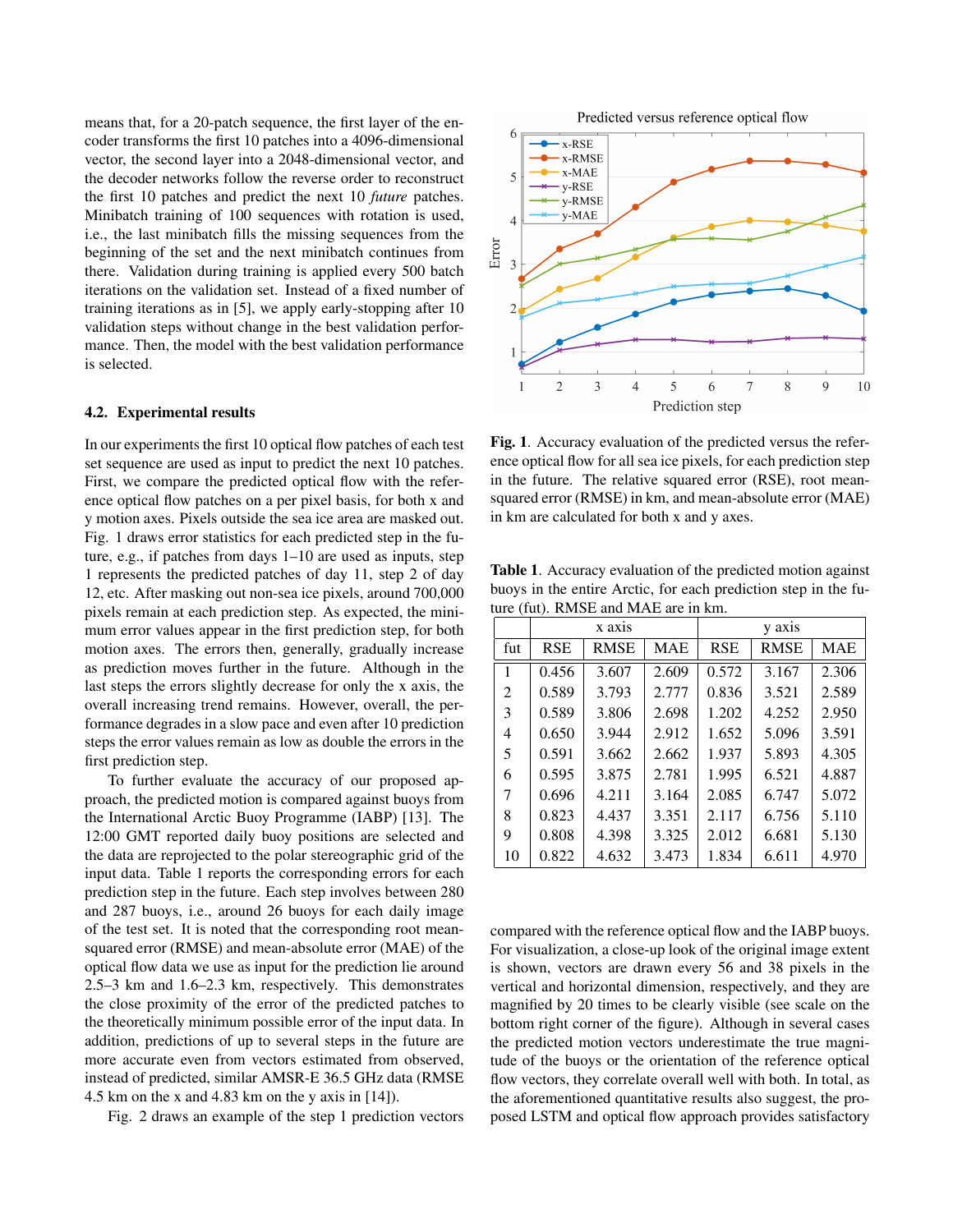means that, for a 20-patch sequence, the first layer of the encoder transforms the first 10 patches into a 4096-dimensional vector, the second layer into a 2048-dimensional vector, and the decoder networks follow the reverse order to reconstruct the first 10 patches and predict the next 10 *future* patches. Minibatch training of 100 sequences with rotation is used, i.e., the last minibatch fills the missing sequences from the beginning of the set and the next minibatch continues from there. Validation during training is applied every 500 batch iterations on the validation set. Instead of a fixed number of training iterations as in [5], we apply early-stopping after 10 validation steps without change in the best validation performance. Then, the model with the best validation performance is selected.

### 4.2. Experimental results

In our experiments the first 10 optical flow patches of each test set sequence are used as input to predict the next 10 patches. First, we compare the predicted optical flow with the reference optical flow patches on a per pixel basis, for both x and y motion axes. Pixels outside the sea ice area are masked out. Fig. 1 draws error statistics for each predicted step in the future, e.g., if patches from days 1–10 are used as inputs, step 1 represents the predicted patches of day 11, step 2 of day 12, etc. After masking out non-sea ice pixels, around 700,000 pixels remain at each prediction step. As expected, the minimum error values appear in the first prediction step, for both motion axes. The errors then, generally, gradually increase as prediction moves further in the future. Although in the last steps the errors slightly decrease for only the x axis, the overall increasing trend remains. However, overall, the performance degrades in a slow pace and even after 10 prediction steps the error values remain as low as double the errors in the first prediction step.

To further evaluate the accuracy of our proposed approach, the predicted motion is compared against buoys from the International Arctic Buoy Programme (IABP) [13]. The 12:00 GMT reported daily buoy positions are selected and the data are reprojected to the polar stereographic grid of the input data. Table 1 reports the corresponding errors for each prediction step in the future. Each step involves between 280 and 287 buoys, i.e., around 26 buoys for each daily image of the test set. It is noted that the corresponding root mean-squared error (RMSE) and mean-absolute error (MAE) of the optical flow data we use as input for the prediction lie around 2.5–3 km and 1.6–2.3 km, respectively. This demonstrates the close proximity of the error of the predicted patches to the theoretically minimum possible error of the input data. In addition, predictions of up to several steps in the future are more accurate even from vectors estimated from observed, instead of predicted, similar AMSR-E 36.5 GHz data (RMSE 4.5 km on the x and 4.83 km on the y axis in [14]).

Fig. 2 draws an example of the step 1 prediction vectors compared with the reference optical flow and the IABP buoys. For visualization, a close-up look of the original image extent is shown, vectors are drawn every 56 and 38 pixels in the vertical and horizontal dimension, respectively, and they are magnified by 20 times to be clearly visible (see scale on the bottom right corner of the figure). Although in several cases the predicted motion vectors underestimate the true magnitude of the buoys or the orientation of the reference optical flow vectors, they correlate overall well with both. In total, as the aforementioned quantitative results also suggest, the proposed LSTM and optical flow approach provides satisfactory

**Fig. 1**. Accuracy evaluation of the predicted versus the reference optical flow for all sea ice pixels, for each prediction step in the future. The relative squared error (RSE), root mean-squared error (RMSE) in km, and mean-absolute error (MAE) in km are calculated for both x and y axes.

**Table 1**. Accuracy evaluation of the predicted motion against buoys in the entire Arctic, for each prediction step in the future (fut). RMSE and MAE are in km.

| | x axis | | | y axis | | |
|---|---|---|---|---|---|---|
| fut | RSE | RMSE | MAE | RSE | RMSE | MAE |
| 1 | 0.456 | 3.607 | 2.609 | 0.572 | 3.167 | 2.306 |
| 2 | 0.589 | 3.793 | 2.777 | 0.836 | 3.521 | 2.589 |
| 3 | 0.589 | 3.806 | 2.698 | 1.202 | 4.252 | 2.950 |
| 4 | 0.650 | 3.944 | 2.912 | 1.652 | 5.096 | 3.591 |
| 5 | 0.591 | 3.662 | 2.662 | 1.937 | 5.893 | 4.305 |
| 6 | 0.595 | 3.875 | 2.781 | 1.995 | 6.521 | 4.887 |
| 7 | 0.696 | 4.211 | 3.164 | 2.085 | 6.747 | 5.072 |
| 8 | 0.823 | 4.437 | 3.351 | 2.117 | 6.756 | 5.110 |
| 9 | 0.808 | 4.398 | 3.325 | 2.012 | 6.681 | 5.130 |
| 10 | 0.822 | 4.632 | 3.473 | 1.834 | 6.611 | 4.970 |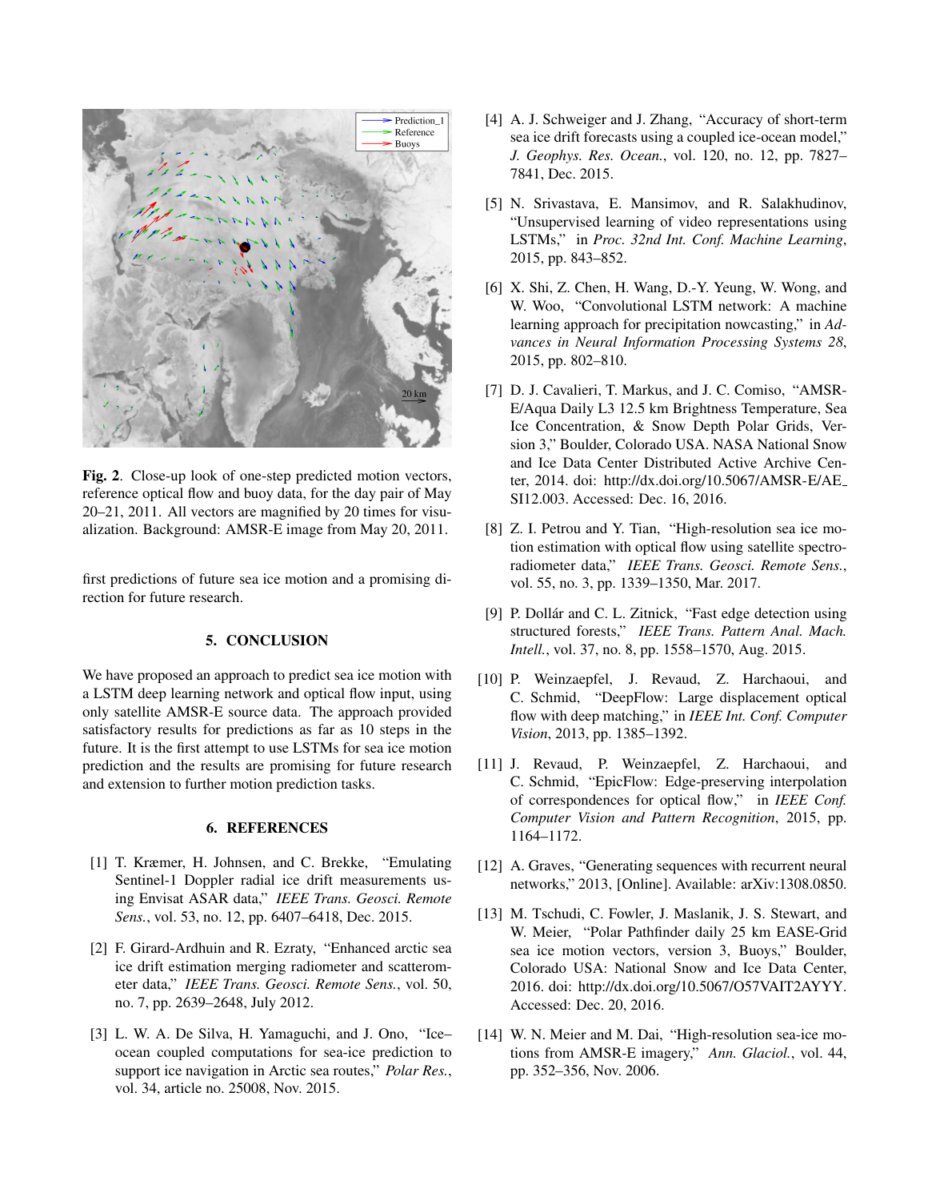Prediction_1
Reference
Buoys
20 km

**Fig. 2**. Close-up look of one-step predicted motion vectors, reference optical flow and buoy data, for the day pair of May 20–21, 2011. All vectors are magnified by 20 times for visualization. Background: AMSR-E image from May 20, 2011.

first predictions of future sea ice motion and a promising direction for future research.

## 5. CONCLUSION

We have proposed an approach to predict sea ice motion with a LSTM deep learning network and optical flow input, using only satellite AMSR-E source data. The approach provided satisfactory results for predictions as far as 10 steps in the future. It is the first attempt to use LSTMs for sea ice motion prediction and the results are promising for future research and extension to further motion prediction tasks.

## 6. REFERENCES

[1] T. Kræmer, H. Johnsen, and C. Brekke, "Emulating Sentinel-1 Doppler radial ice drift measurements using Envisat ASAR data," *IEEE Trans. Geosci. Remote Sens.*, vol. 53, no. 12, pp. 6407–6418, Dec. 2015.

[2] F. Girard-Ardhuin and R. Ezraty, "Enhanced arctic sea ice drift estimation merging radiometer and scatterometer data," *IEEE Trans. Geosci. Remote Sens.*, vol. 50, no. 7, pp. 2639–2648, July 2012.

[3] L. W. A. De Silva, H. Yamaguchi, and J. Ono, "Ice–ocean coupled computations for sea-ice prediction to support ice navigation in Arctic sea routes," *Polar Res.*, vol. 34, article no. 25008, Nov. 2015.

[4] A. J. Schweiger and J. Zhang, "Accuracy of short-term sea ice drift forecasts using a coupled ice-ocean model," *J. Geophys. Res. Ocean.*, vol. 120, no. 12, pp. 7827–7841, Dec. 2015.

[5] N. Srivastava, E. Mansimov, and R. Salakhudinov, "Unsupervised learning of video representations using LSTMs," in *Proc. 32nd Int. Conf. Machine Learning*, 2015, pp. 843–852.

[6] X. Shi, Z. Chen, H. Wang, D.-Y. Yeung, W. Wong, and W. Woo, "Convolutional LSTM network: A machine learning approach for precipitation nowcasting," in *Advances in Neural Information Processing Systems 28*, 2015, pp. 802–810.

[7] D. J. Cavalieri, T. Markus, and J. C. Comiso, "AMSR-E/Aqua Daily L3 12.5 km Brightness Temperature, Sea Ice Concentration, & Snow Depth Polar Grids, Version 3," Boulder, Colorado USA. NASA National Snow and Ice Data Center Distributed Active Archive Center, 2014. doi: http://dx.doi.org/10.5067/AMSR-E/AE_SI12.003. Accessed: Dec. 16, 2016.

[8] Z. I. Petrou and Y. Tian, "High-resolution sea ice motion estimation with optical flow using satellite spectroradiometer data," *IEEE Trans. Geosci. Remote Sens.*, vol. 55, no. 3, pp. 1339–1350, Mar. 2017.

[9] P. Dollár and C. L. Zitnick, "Fast edge detection using structured forests," *IEEE Trans. Pattern Anal. Mach. Intell.*, vol. 37, no. 8, pp. 1558–1570, Aug. 2015.

[10] P. Weinzaepfel, J. Revaud, Z. Harchaoui, and C. Schmid, "DeepFlow: Large displacement optical flow with deep matching," in *IEEE Int. Conf. Computer Vision*, 2013, pp. 1385–1392.

[11] J. Revaud, P. Weinzaepfel, Z. Harchaoui, and C. Schmid, "EpicFlow: Edge-preserving interpolation of correspondences for optical flow," in *IEEE Conf. Computer Vision and Pattern Recognition*, 2015, pp. 1164–1172.

[12] A. Graves, "Generating sequences with recurrent neural networks," 2013, [Online]. Available: arXiv:1308.0850.

[13] M. Tschudi, C. Fowler, J. Maslanik, J. S. Stewart, and W. Meier, "Polar Pathfinder daily 25 km EASE-Grid sea ice motion vectors, version 3, Buoys," Boulder, Colorado USA: National Snow and Ice Data Center, 2016. doi: http://dx.doi.org/10.5067/O57VAIT2AYYY. Accessed: Dec. 20, 2016.

[14] W. N. Meier and M. Dai, "High-resolution sea-ice motions from AMSR-E imagery," *Ann. Glaciol.*, vol. 44, pp. 352–356, Nov. 2006.